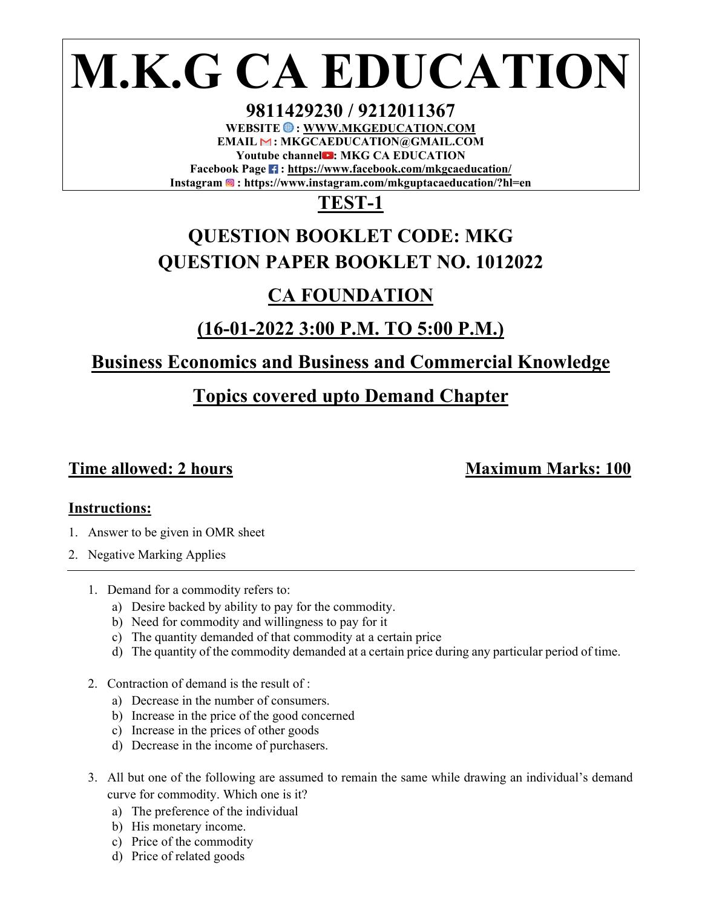# M.K.G CA EDUCATION

**9811429230 / 9212011367**

**WEBSITE : WWW.MKGEDUCATION.COM**

**EMAIL : MKGCAEDUCATION@GMAIL.COM**

**Youtube channel: MKG CA EDUCATION**

**Facebook Page : https://www.facebook.com/mkgcaeducation/**

**Instagram : https://www.instagram.com/mkguptacaeducation/?hl=en**

## TEST-1

## QUESTION BOOKLET CODE: MKG
## QUESTION PAPER BOOKLET NO. 1012022

## CA FOUNDATION

## (16-01-2022 3:00 P.M. TO 5:00 P.M.)

## Business Economics and Business and Commercial Knowledge

## Topics covered upto Demand Chapter

**Time allowed: 2 hours** | **Maximum Marks: 100**

**Instructions:**

1. Answer to be given in OMR sheet
2. Negative Marking Applies

---

1. Demand for a commodity refers to:
   a) Desire backed by ability to pay for the commodity.
   b) Need for commodity and willingness to pay for it
   c) The quantity demanded of that commodity at a certain price
   d) The quantity of the commodity demanded at a certain price during any particular period of time.

2. Contraction of demand is the result of :
   a) Decrease in the number of consumers.
   b) Increase in the price of the good concerned
   c) Increase in the prices of other goods
   d) Decrease in the income of purchasers.

3. All but one of the following are assumed to remain the same while drawing an individual's demand curve for commodity. Which one is it?
   a) The preference of the individual
   b) His monetary income.
   c) Price of the commodity
   d) Price of related goods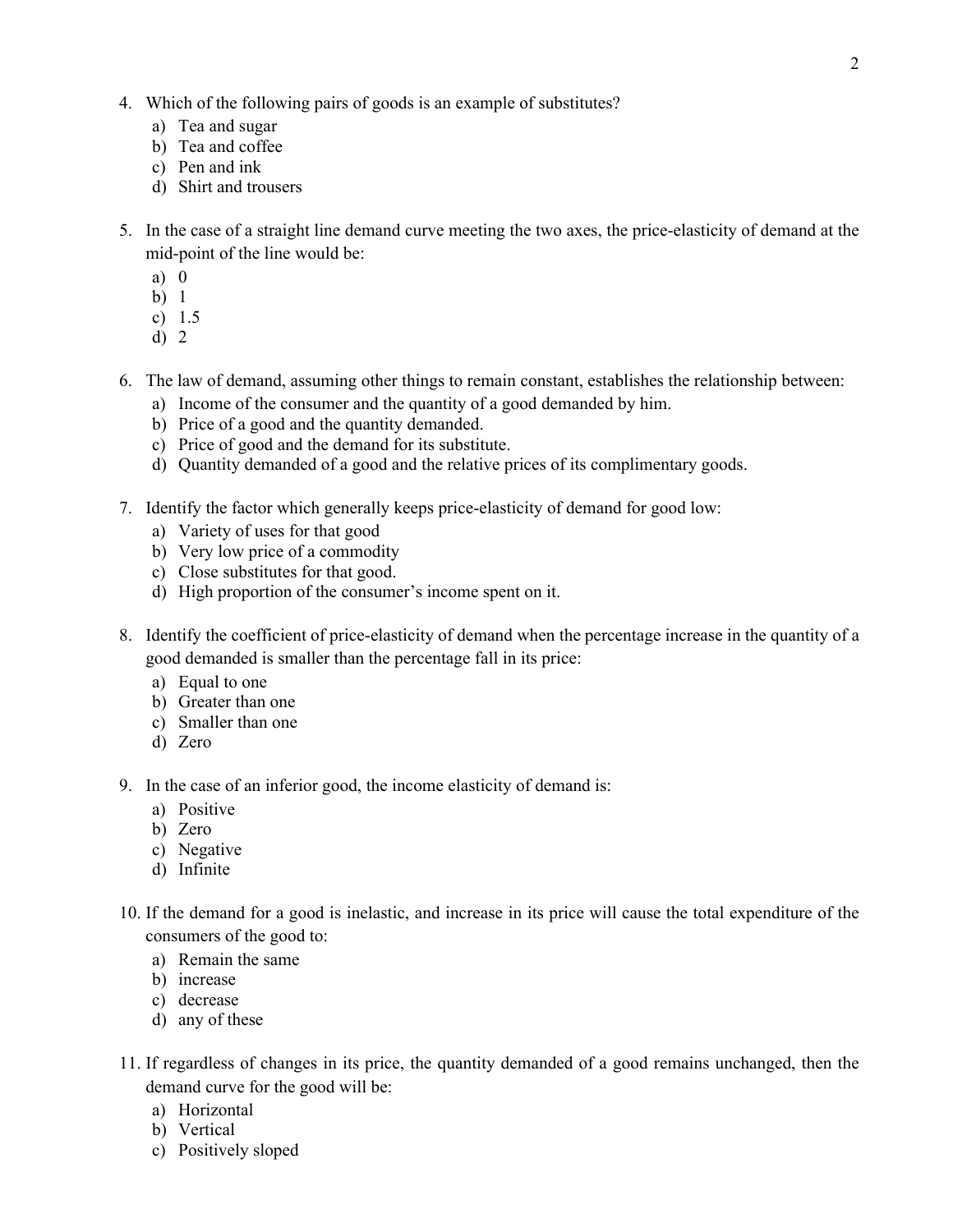4. Which of the following pairs of goods is an example of substitutes?
   a) Tea and sugar
   b) Tea and coffee
   c) Pen and ink
   d) Shirt and trousers

5. In the case of a straight line demand curve meeting the two axes, the price-elasticity of demand at the mid-point of the line would be:
   a) 0
   b) 1
   c) 1.5
   d) 2

6. The law of demand, assuming other things to remain constant, establishes the relationship between:
   a) Income of the consumer and the quantity of a good demanded by him.
   b) Price of a good and the quantity demanded.
   c) Price of good and the demand for its substitute.
   d) Quantity demanded of a good and the relative prices of its complimentary goods.

7. Identify the factor which generally keeps price-elasticity of demand for good low:
   a) Variety of uses for that good
   b) Very low price of a commodity
   c) Close substitutes for that good.
   d) High proportion of the consumer's income spent on it.

8. Identify the coefficient of price-elasticity of demand when the percentage increase in the quantity of a good demanded is smaller than the percentage fall in its price:
   a) Equal to one
   b) Greater than one
   c) Smaller than one
   d) Zero

9. In the case of an inferior good, the income elasticity of demand is:
   a) Positive
   b) Zero
   c) Negative
   d) Infinite

10. If the demand for a good is inelastic, and increase in its price will cause the total expenditure of the consumers of the good to:
    a) Remain the same
    b) increase
    c) decrease
    d) any of these

11. If regardless of changes in its price, the quantity demanded of a good remains unchanged, then the demand curve for the good will be:
    a) Horizontal
    b) Vertical
    c) Positively sloped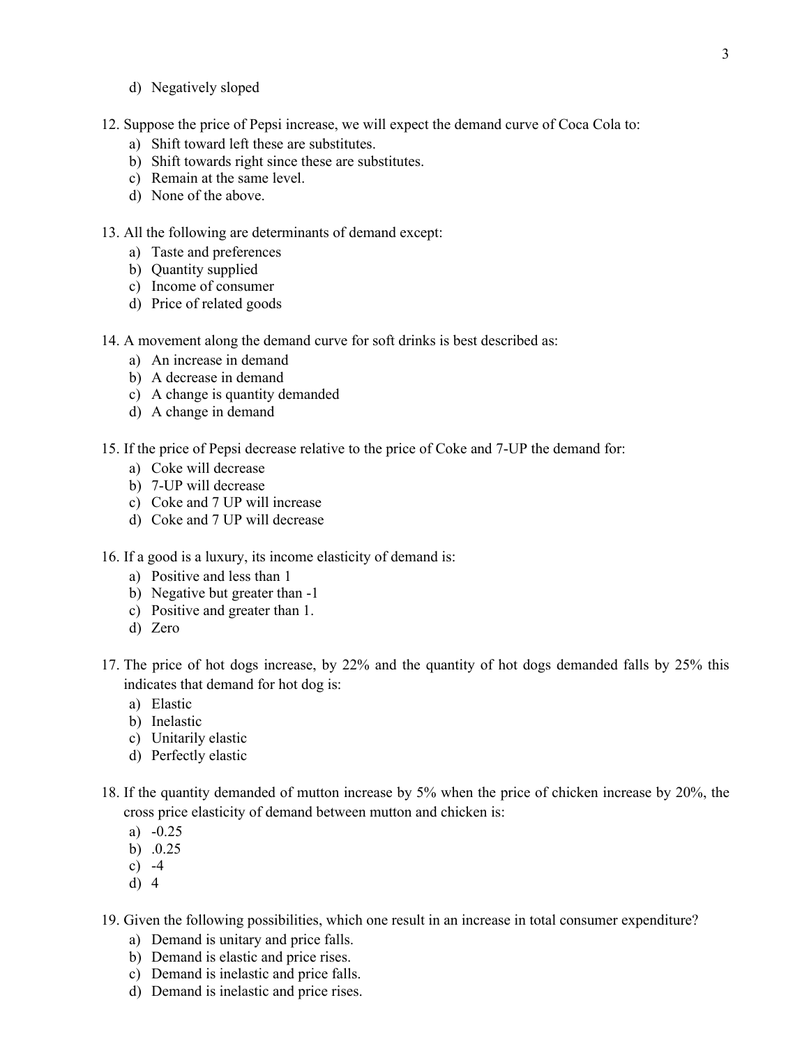d) Negatively sloped

12. Suppose the price of Pepsi increase, we will expect the demand curve of Coca Cola to:
    a) Shift toward left these are substitutes.
    b) Shift towards right since these are substitutes.
    c) Remain at the same level.
    d) None of the above.

13. All the following are determinants of demand except:
    a) Taste and preferences
    b) Quantity supplied
    c) Income of consumer
    d) Price of related goods

14. A movement along the demand curve for soft drinks is best described as:
    a) An increase in demand
    b) A decrease in demand
    c) A change is quantity demanded
    d) A change in demand

15. If the price of Pepsi decrease relative to the price of Coke and 7-UP the demand for:
    a) Coke will decrease
    b) 7-UP will decrease
    c) Coke and 7 UP will increase
    d) Coke and 7 UP will decrease

16. If a good is a luxury, its income elasticity of demand is:
    a) Positive and less than 1
    b) Negative but greater than -1
    c) Positive and greater than 1.
    d) Zero

17. The price of hot dogs increase, by 22% and the quantity of hot dogs demanded falls by 25% this indicates that demand for hot dog is:
    a) Elastic
    b) Inelastic
    c) Unitarily elastic
    d) Perfectly elastic

18. If the quantity demanded of mutton increase by 5% when the price of chicken increase by 20%, the cross price elasticity of demand between mutton and chicken is:
    a) -0.25
    b) .0.25
    c) -4
    d) 4

19. Given the following possibilities, which one result in an increase in total consumer expenditure?
    a) Demand is unitary and price falls.
    b) Demand is elastic and price rises.
    c) Demand is inelastic and price falls.
    d) Demand is inelastic and price rises.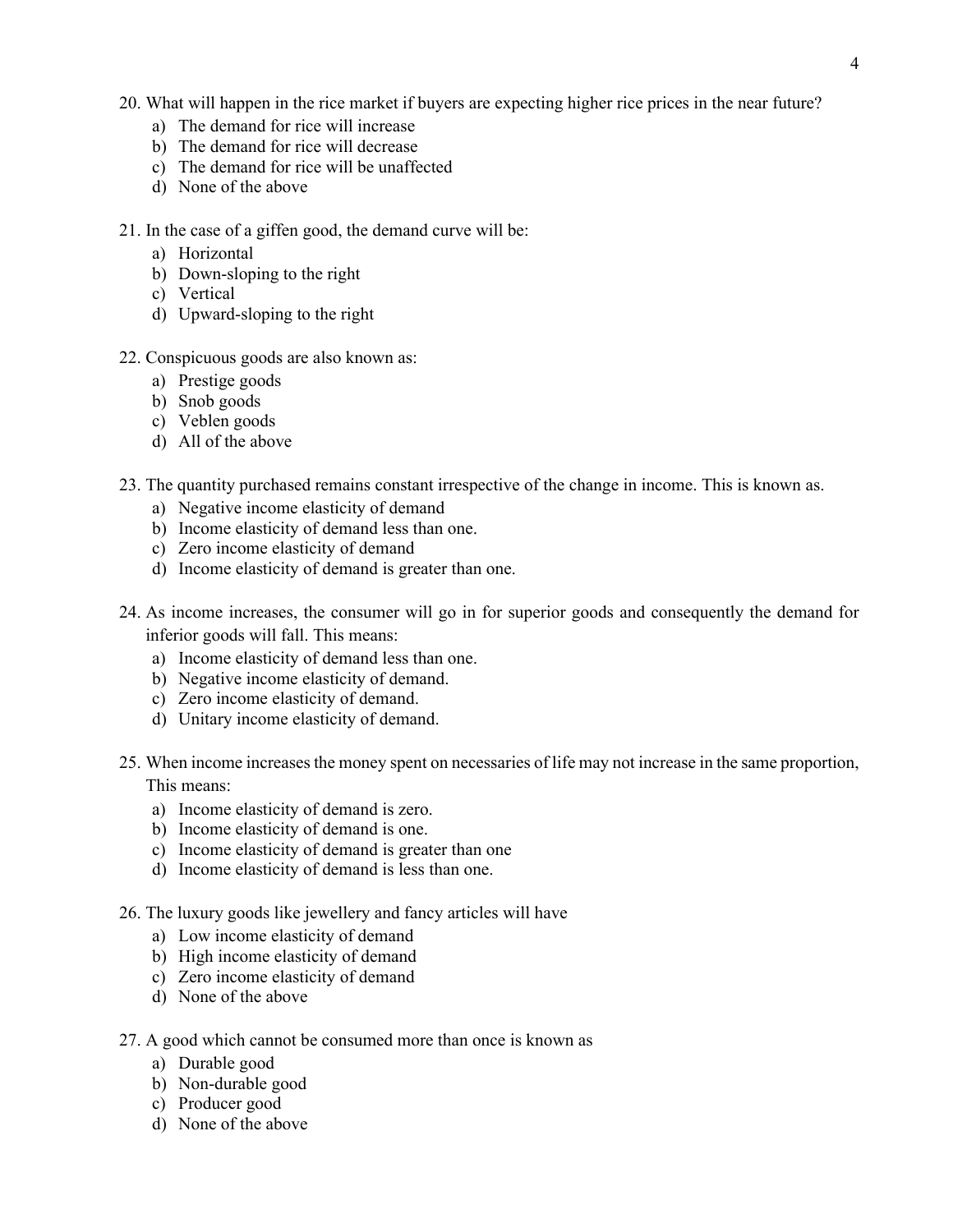20. What will happen in the rice market if buyers are expecting higher rice prices in the near future?
    a) The demand for rice will increase
    b) The demand for rice will decrease
    c) The demand for rice will be unaffected
    d) None of the above

21. In the case of a giffen good, the demand curve will be:
    a) Horizontal
    b) Down-sloping to the right
    c) Vertical
    d) Upward-sloping to the right

22. Conspicuous goods are also known as:
    a) Prestige goods
    b) Snob goods
    c) Veblen goods
    d) All of the above

23. The quantity purchased remains constant irrespective of the change in income. This is known as.
    a) Negative income elasticity of demand
    b) Income elasticity of demand less than one.
    c) Zero income elasticity of demand
    d) Income elasticity of demand is greater than one.

24. As income increases, the consumer will go in for superior goods and consequently the demand for inferior goods will fall. This means:
    a) Income elasticity of demand less than one.
    b) Negative income elasticity of demand.
    c) Zero income elasticity of demand.
    d) Unitary income elasticity of demand.

25. When income increases the money spent on necessaries of life may not increase in the same proportion, This means:
    a) Income elasticity of demand is zero.
    b) Income elasticity of demand is one.
    c) Income elasticity of demand is greater than one
    d) Income elasticity of demand is less than one.

26. The luxury goods like jewellery and fancy articles will have
    a) Low income elasticity of demand
    b) High income elasticity of demand
    c) Zero income elasticity of demand
    d) None of the above

27. A good which cannot be consumed more than once is known as
    a) Durable good
    b) Non-durable good
    c) Producer good
    d) None of the above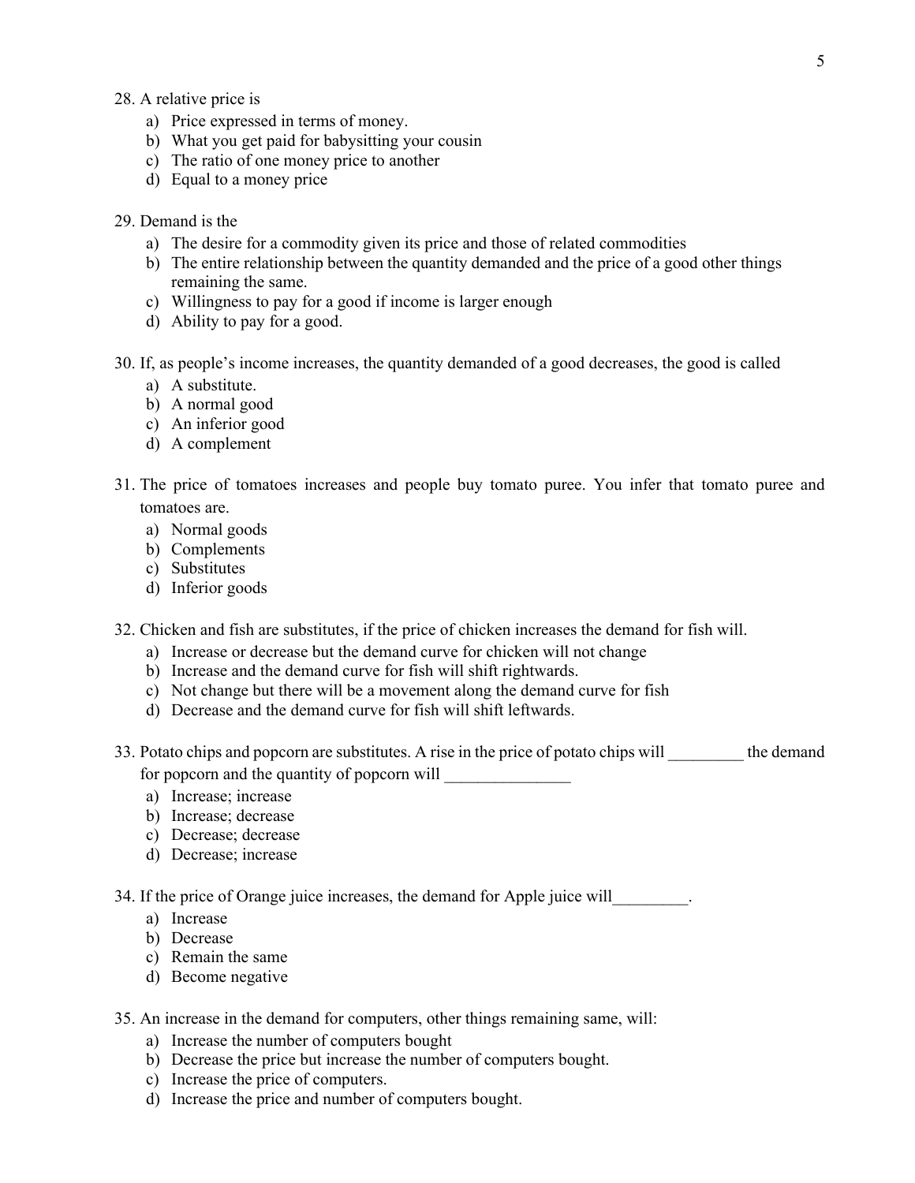28. A relative price is
    a) Price expressed in terms of money.
    b) What you get paid for babysitting your cousin
    c) The ratio of one money price to another
    d) Equal to a money price

29. Demand is the
    a) The desire for a commodity given its price and those of related commodities
    b) The entire relationship between the quantity demanded and the price of a good other things remaining the same.
    c) Willingness to pay for a good if income is larger enough
    d) Ability to pay for a good.

30. If, as people's income increases, the quantity demanded of a good decreases, the good is called
    a) A substitute.
    b) A normal good
    c) An inferior good
    d) A complement

31. The price of tomatoes increases and people buy tomato puree. You infer that tomato puree and tomatoes are.
    a) Normal goods
    b) Complements
    c) Substitutes
    d) Inferior goods

32. Chicken and fish are substitutes, if the price of chicken increases the demand for fish will.
    a) Increase or decrease but the demand curve for chicken will not change
    b) Increase and the demand curve for fish will shift rightwards.
    c) Not change but there will be a movement along the demand curve for fish
    d) Decrease and the demand curve for fish will shift leftwards.

33. Potato chips and popcorn are substitutes. A rise in the price of potato chips will _________ the demand for popcorn and the quantity of popcorn will _______________
    a) Increase; increase
    b) Increase; decrease
    c) Decrease; decrease
    d) Decrease; increase

34. If the price of Orange juice increases, the demand for Apple juice will_________.
    a) Increase
    b) Decrease
    c) Remain the same
    d) Become negative

35. An increase in the demand for computers, other things remaining same, will:
    a) Increase the number of computers bought
    b) Decrease the price but increase the number of computers bought.
    c) Increase the price of computers.
    d) Increase the price and number of computers bought.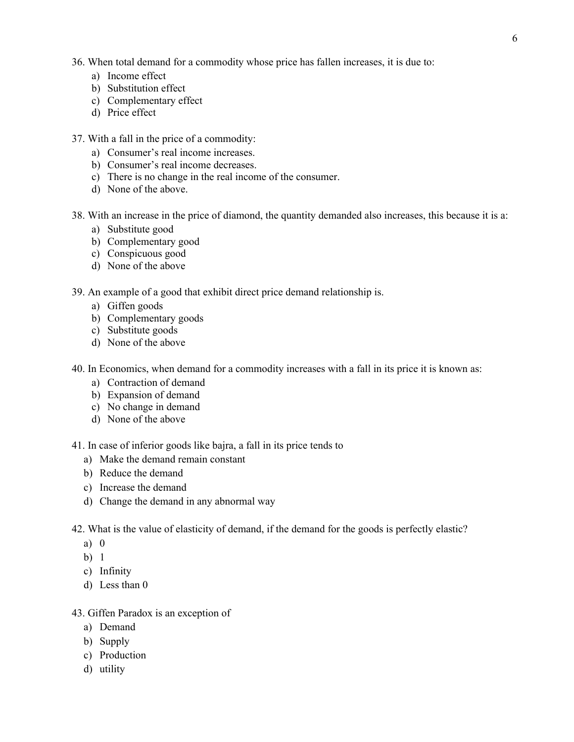36. When total demand for a commodity whose price has fallen increases, it is due to:
    a) Income effect
    b) Substitution effect
    c) Complementary effect
    d) Price effect

37. With a fall in the price of a commodity:
    a) Consumer's real income increases.
    b) Consumer's real income decreases.
    c) There is no change in the real income of the consumer.
    d) None of the above.

38. With an increase in the price of diamond, the quantity demanded also increases, this because it is a:
    a) Substitute good
    b) Complementary good
    c) Conspicuous good
    d) None of the above

39. An example of a good that exhibit direct price demand relationship is.
    a) Giffen goods
    b) Complementary goods
    c) Substitute goods
    d) None of the above

40. In Economics, when demand for a commodity increases with a fall in its price it is known as:
    a) Contraction of demand
    b) Expansion of demand
    c) No change in demand
    d) None of the above

41. In case of inferior goods like bajra, a fall in its price tends to
    a) Make the demand remain constant
    b) Reduce the demand
    c) Increase the demand
    d) Change the demand in any abnormal way

42. What is the value of elasticity of demand, if the demand for the goods is perfectly elastic?
    a) 0
    b) 1
    c) Infinity
    d) Less than 0

43. Giffen Paradox is an exception of
    a) Demand
    b) Supply
    c) Production
    d) utility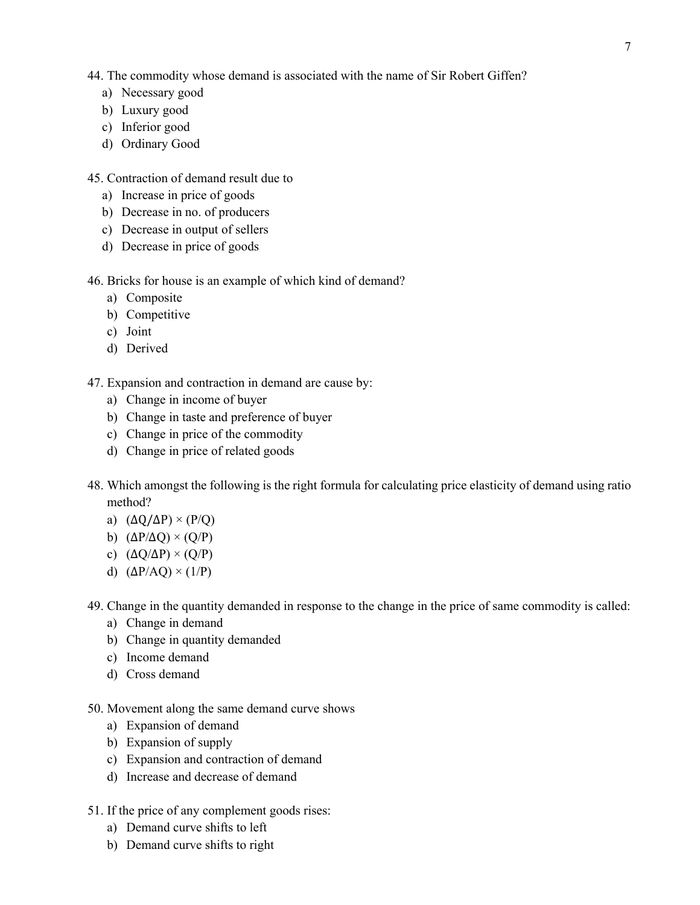44. The commodity whose demand is associated with the name of Sir Robert Giffen?
   a) Necessary good
   b) Luxury good
   c) Inferior good
   d) Ordinary Good

45. Contraction of demand result due to
   a) Increase in price of goods
   b) Decrease in no. of producers
   c) Decrease in output of sellers
   d) Decrease in price of goods

46. Bricks for house is an example of which kind of demand?
   a) Composite
   b) Competitive
   c) Joint
   d) Derived

47. Expansion and contraction in demand are cause by:
   a) Change in income of buyer
   b) Change in taste and preference of buyer
   c) Change in price of the commodity
   d) Change in price of related goods

48. Which amongst the following is the right formula for calculating price elasticity of demand using ratio method?
   a) $(\Delta Q/\Delta P) \times (P/Q)$
   b) $(\Delta P/\Delta Q) \times (Q/P)$
   c) $(\Delta Q/\Delta P) \times (Q/P)$
   d) $(\Delta P/AQ) \times (1/P)$

49. Change in the quantity demanded in response to the change in the price of same commodity is called:
   a) Change in demand
   b) Change in quantity demanded
   c) Income demand
   d) Cross demand

50. Movement along the same demand curve shows
   a) Expansion of demand
   b) Expansion of supply
   c) Expansion and contraction of demand
   d) Increase and decrease of demand

51. If the price of any complement goods rises:
   a) Demand curve shifts to left
   b) Demand curve shifts to right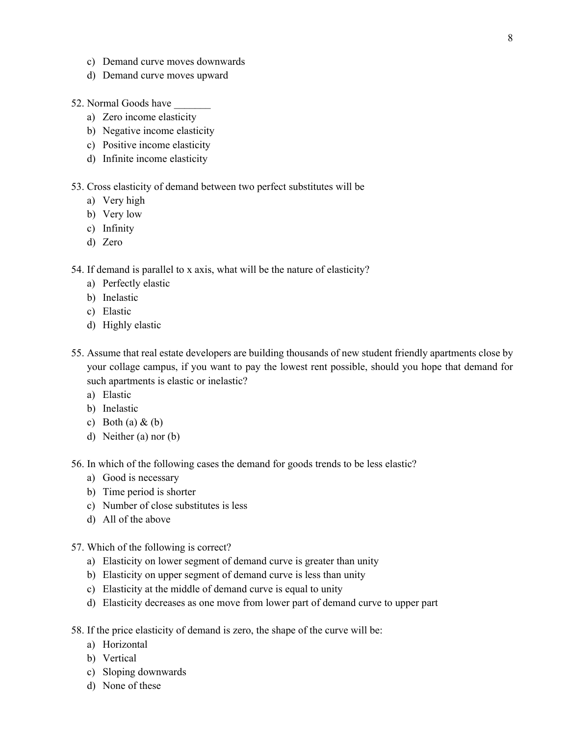c) Demand curve moves downwards
d) Demand curve moves upward

52. Normal Goods have _______
    a) Zero income elasticity
    b) Negative income elasticity
    c) Positive income elasticity
    d) Infinite income elasticity

53. Cross elasticity of demand between two perfect substitutes will be
    a) Very high
    b) Very low
    c) Infinity
    d) Zero

54. If demand is parallel to x axis, what will be the nature of elasticity?
    a) Perfectly elastic
    b) Inelastic
    c) Elastic
    d) Highly elastic

55. Assume that real estate developers are building thousands of new student friendly apartments close by your collage campus, if you want to pay the lowest rent possible, should you hope that demand for such apartments is elastic or inelastic?
    a) Elastic
    b) Inelastic
    c) Both (a) & (b)
    d) Neither (a) nor (b)

56. In which of the following cases the demand for goods trends to be less elastic?
    a) Good is necessary
    b) Time period is shorter
    c) Number of close substitutes is less
    d) All of the above

57. Which of the following is correct?
    a) Elasticity on lower segment of demand curve is greater than unity
    b) Elasticity on upper segment of demand curve is less than unity
    c) Elasticity at the middle of demand curve is equal to unity
    d) Elasticity decreases as one move from lower part of demand curve to upper part

58. If the price elasticity of demand is zero, the shape of the curve will be:
    a) Horizontal
    b) Vertical
    c) Sloping downwards
    d) None of these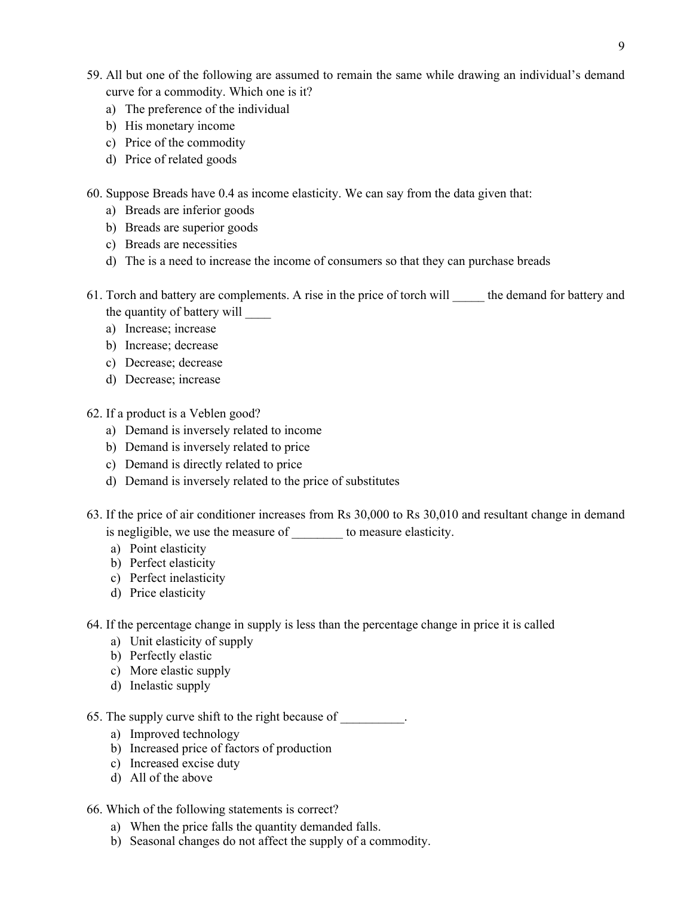59. All but one of the following are assumed to remain the same while drawing an individual's demand curve for a commodity. Which one is it?
    a) The preference of the individual
    b) His monetary income
    c) Price of the commodity
    d) Price of related goods

60. Suppose Breads have 0.4 as income elasticity. We can say from the data given that:
    a) Breads are inferior goods
    b) Breads are superior goods
    c) Breads are necessities
    d) The is a need to increase the income of consumers so that they can purchase breads

61. Torch and battery are complements. A rise in the price of torch will _____ the demand for battery and the quantity of battery will ____
    a) Increase; increase
    b) Increase; decrease
    c) Decrease; decrease
    d) Decrease; increase

62. If a product is a Veblen good?
    a) Demand is inversely related to income
    b) Demand is inversely related to price
    c) Demand is directly related to price
    d) Demand is inversely related to the price of substitutes

63. If the price of air conditioner increases from Rs 30,000 to Rs 30,010 and resultant change in demand is negligible, we use the measure of ________ to measure elasticity.
    a) Point elasticity
    b) Perfect elasticity
    c) Perfect inelasticity
    d) Price elasticity

64. If the percentage change in supply is less than the percentage change in price it is called
    a) Unit elasticity of supply
    b) Perfectly elastic
    c) More elastic supply
    d) Inelastic supply

65. The supply curve shift to the right because of __________.
    a) Improved technology
    b) Increased price of factors of production
    c) Increased excise duty
    d) All of the above

66. Which of the following statements is correct?
    a) When the price falls the quantity demanded falls.
    b) Seasonal changes do not affect the supply of a commodity.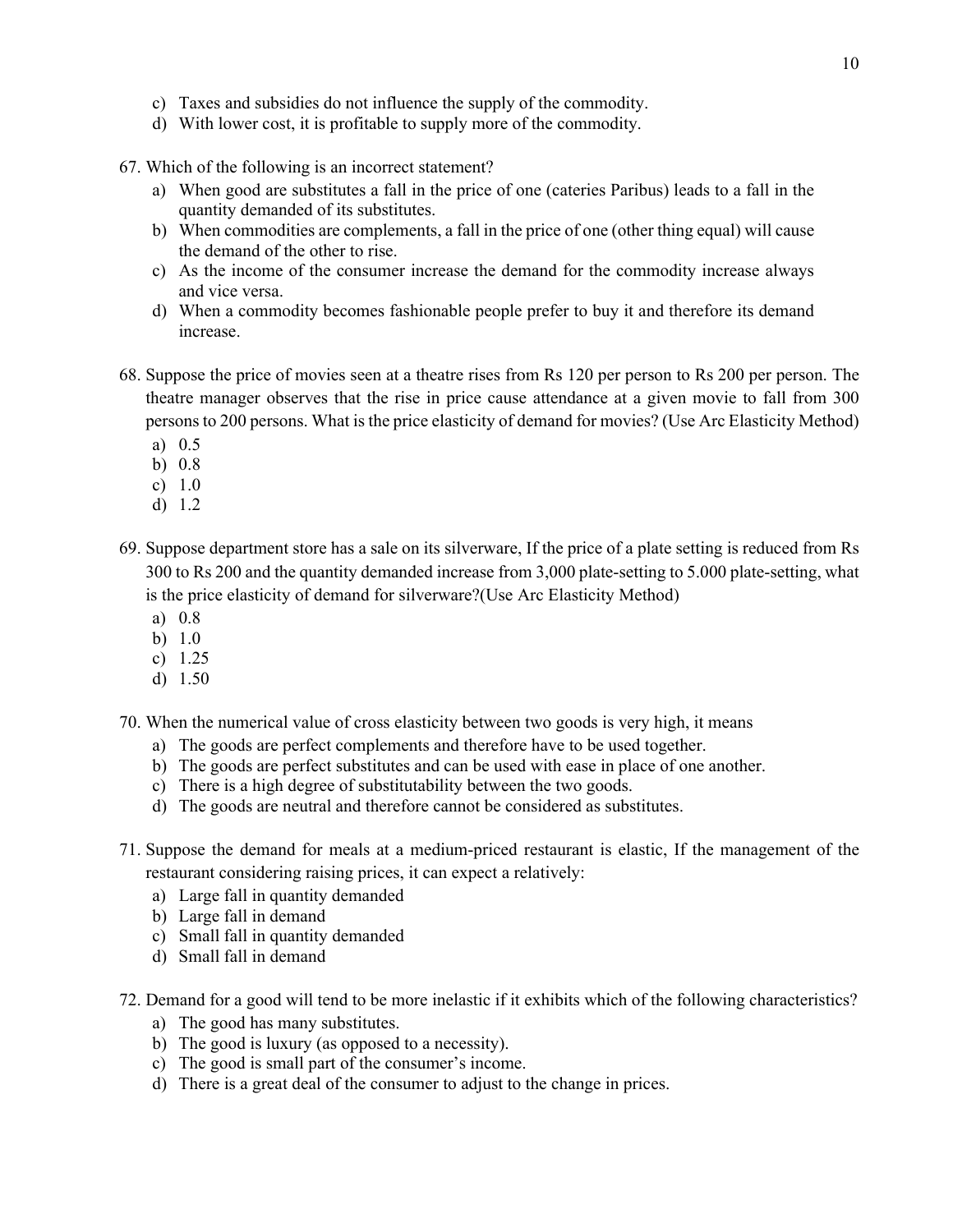c) Taxes and subsidies do not influence the supply of the commodity.
d) With lower cost, it is profitable to supply more of the commodity.

67. Which of the following is an incorrect statement?
    a) When good are substitutes a fall in the price of one (cateries Paribus) leads to a fall in the quantity demanded of its substitutes.
    b) When commodities are complements, a fall in the price of one (other thing equal) will cause the demand of the other to rise.
    c) As the income of the consumer increase the demand for the commodity increase always and vice versa.
    d) When a commodity becomes fashionable people prefer to buy it and therefore its demand increase.

68. Suppose the price of movies seen at a theatre rises from Rs 120 per person to Rs 200 per person. The theatre manager observes that the rise in price cause attendance at a given movie to fall from 300 persons to 200 persons. What is the price elasticity of demand for movies? (Use Arc Elasticity Method)
    a) 0.5
    b) 0.8
    c) 1.0
    d) 1.2

69. Suppose department store has a sale on its silverware, If the price of a plate setting is reduced from Rs 300 to Rs 200 and the quantity demanded increase from 3,000 plate-setting to 5.000 plate-setting, what is the price elasticity of demand for silverware?(Use Arc Elasticity Method)
    a) 0.8
    b) 1.0
    c) 1.25
    d) 1.50

70. When the numerical value of cross elasticity between two goods is very high, it means
    a) The goods are perfect complements and therefore have to be used together.
    b) The goods are perfect substitutes and can be used with ease in place of one another.
    c) There is a high degree of substitutability between the two goods.
    d) The goods are neutral and therefore cannot be considered as substitutes.

71. Suppose the demand for meals at a medium-priced restaurant is elastic, If the management of the restaurant considering raising prices, it can expect a relatively:
    a) Large fall in quantity demanded
    b) Large fall in demand
    c) Small fall in quantity demanded
    d) Small fall in demand

72. Demand for a good will tend to be more inelastic if it exhibits which of the following characteristics?
    a) The good has many substitutes.
    b) The good is luxury (as opposed to a necessity).
    c) The good is small part of the consumer's income.
    d) There is a great deal of the consumer to adjust to the change in prices.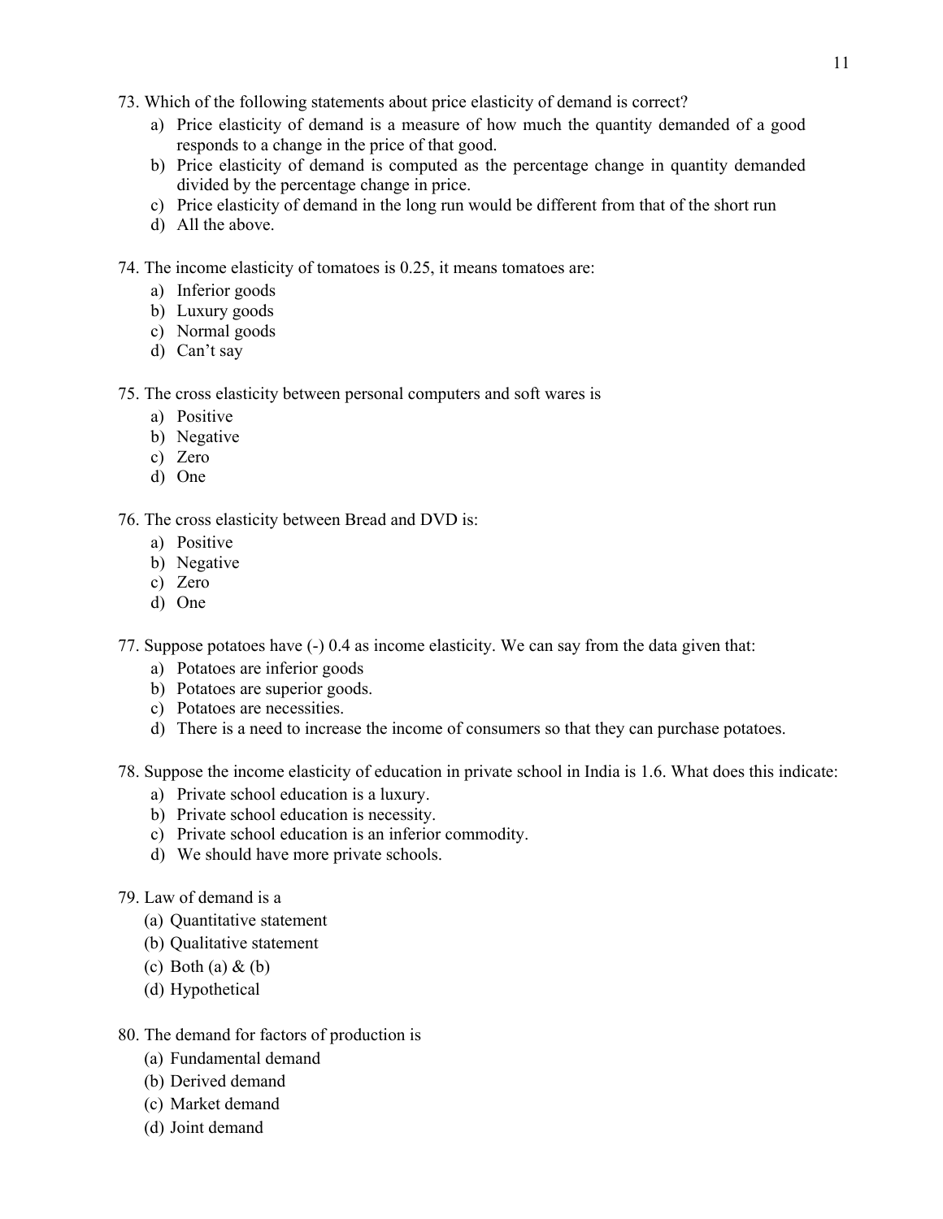73. Which of the following statements about price elasticity of demand is correct?
    a) Price elasticity of demand is a measure of how much the quantity demanded of a good responds to a change in the price of that good.
    b) Price elasticity of demand is computed as the percentage change in quantity demanded divided by the percentage change in price.
    c) Price elasticity of demand in the long run would be different from that of the short run
    d) All the above.

74. The income elasticity of tomatoes is 0.25, it means tomatoes are:
    a) Inferior goods
    b) Luxury goods
    c) Normal goods
    d) Can't say

75. The cross elasticity between personal computers and soft wares is
    a) Positive
    b) Negative
    c) Zero
    d) One

76. The cross elasticity between Bread and DVD is:
    a) Positive
    b) Negative
    c) Zero
    d) One

77. Suppose potatoes have (-) 0.4 as income elasticity. We can say from the data given that:
    a) Potatoes are inferior goods
    b) Potatoes are superior goods.
    c) Potatoes are necessities.
    d) There is a need to increase the income of consumers so that they can purchase potatoes.

78. Suppose the income elasticity of education in private school in India is 1.6. What does this indicate:
    a) Private school education is a luxury.
    b) Private school education is necessity.
    c) Private school education is an inferior commodity.
    d) We should have more private schools.

79. Law of demand is a
    (a) Quantitative statement
    (b) Qualitative statement
    (c) Both (a) & (b)
    (d) Hypothetical

80. The demand for factors of production is
    (a) Fundamental demand
    (b) Derived demand
    (c) Market demand
    (d) Joint demand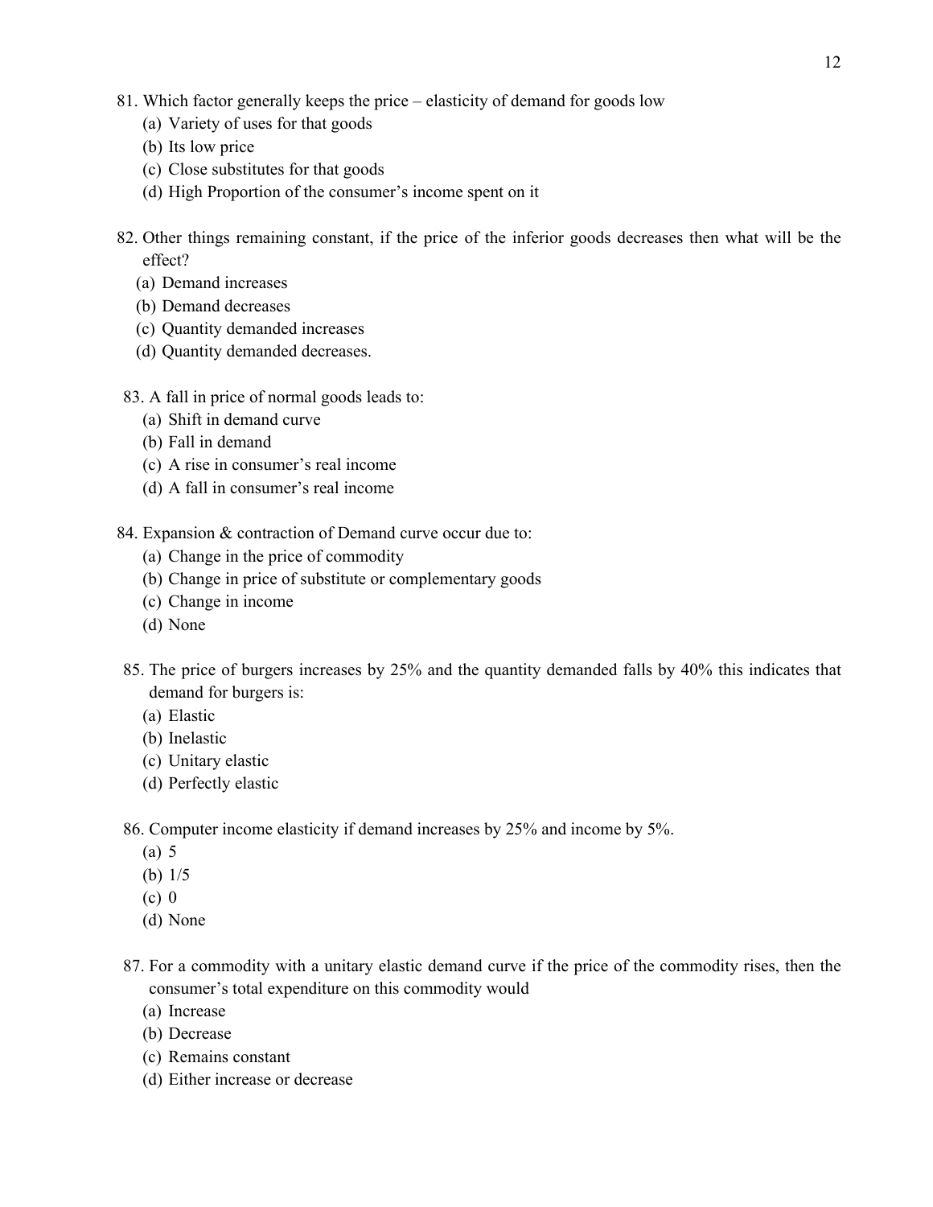81. Which factor generally keeps the price – elasticity of demand for goods low
    (a) Variety of uses for that goods
    (b) Its low price
    (c) Close substitutes for that goods
    (d) High Proportion of the consumer's income spent on it

82. Other things remaining constant, if the price of the inferior goods decreases then what will be the effect?
    (a) Demand increases
    (b) Demand decreases
    (c) Quantity demanded increases
    (d) Quantity demanded decreases.

83. A fall in price of normal goods leads to:
    (a) Shift in demand curve
    (b) Fall in demand
    (c) A rise in consumer's real income
    (d) A fall in consumer's real income

84. Expansion & contraction of Demand curve occur due to:
    (a) Change in the price of commodity
    (b) Change in price of substitute or complementary goods
    (c) Change in income
    (d) None

85. The price of burgers increases by 25% and the quantity demanded falls by 40% this indicates that demand for burgers is:
    (a) Elastic
    (b) Inelastic
    (c) Unitary elastic
    (d) Perfectly elastic

86. Computer income elasticity if demand increases by 25% and income by 5%.
    (a) 5
    (b) 1/5
    (c) 0
    (d) None

87. For a commodity with a unitary elastic demand curve if the price of the commodity rises, then the consumer's total expenditure on this commodity would
    (a) Increase
    (b) Decrease
    (c) Remains constant
    (d) Either increase or decrease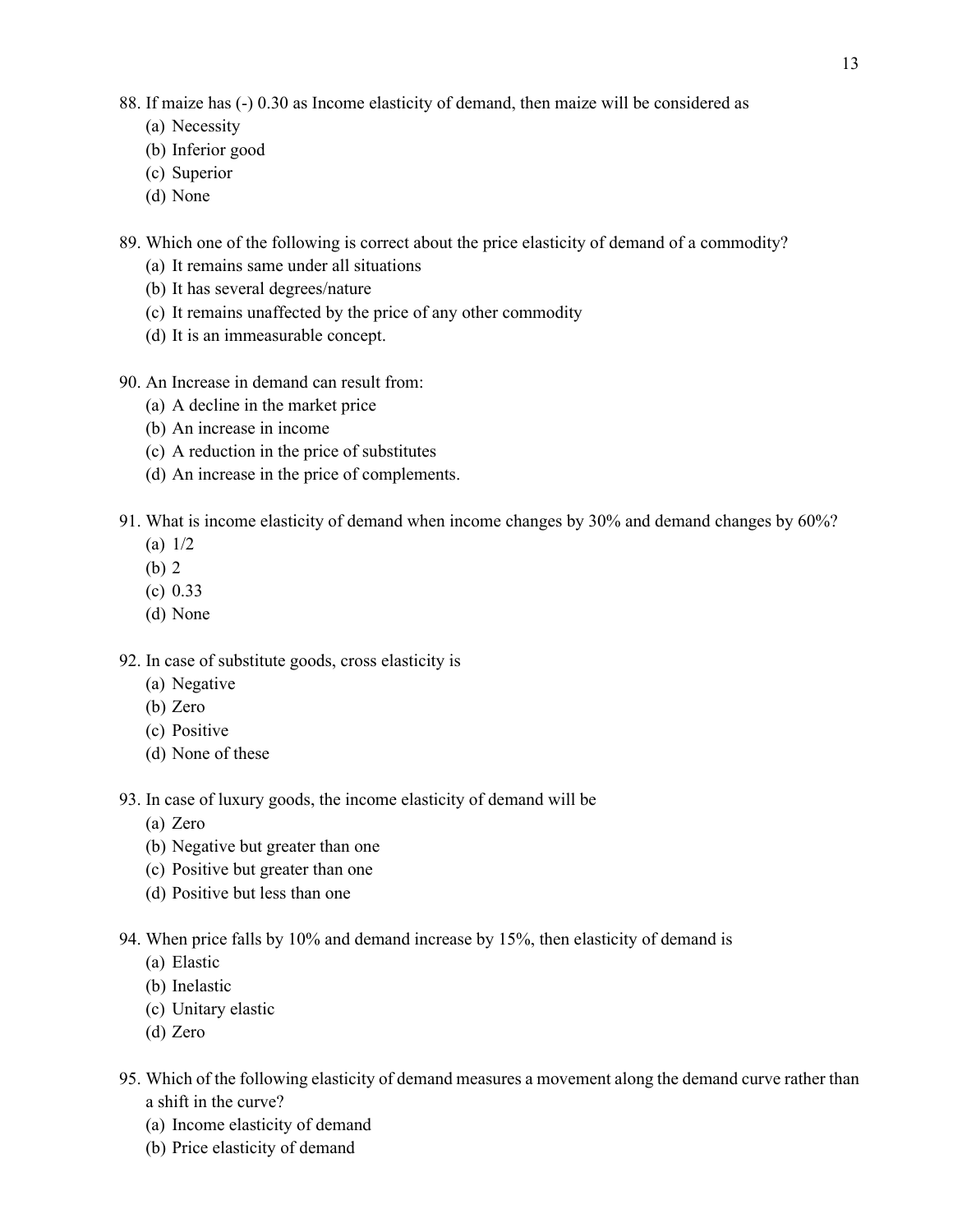88. If maize has (-) 0.30 as Income elasticity of demand, then maize will be considered as
    (a) Necessity
    (b) Inferior good
    (c) Superior
    (d) None

89. Which one of the following is correct about the price elasticity of demand of a commodity?
    (a) It remains same under all situations
    (b) It has several degrees/nature
    (c) It remains unaffected by the price of any other commodity
    (d) It is an immeasurable concept.

90. An Increase in demand can result from:
    (a) A decline in the market price
    (b) An increase in income
    (c) A reduction in the price of substitutes
    (d) An increase in the price of complements.

91. What is income elasticity of demand when income changes by 30% and demand changes by 60%?
    (a) 1/2
    (b) 2
    (c) 0.33
    (d) None

92. In case of substitute goods, cross elasticity is
    (a) Negative
    (b) Zero
    (c) Positive
    (d) None of these

93. In case of luxury goods, the income elasticity of demand will be
    (a) Zero
    (b) Negative but greater than one
    (c) Positive but greater than one
    (d) Positive but less than one

94. When price falls by 10% and demand increase by 15%, then elasticity of demand is
    (a) Elastic
    (b) Inelastic
    (c) Unitary elastic
    (d) Zero

95. Which of the following elasticity of demand measures a movement along the demand curve rather than a shift in the curve?
    (a) Income elasticity of demand
    (b) Price elasticity of demand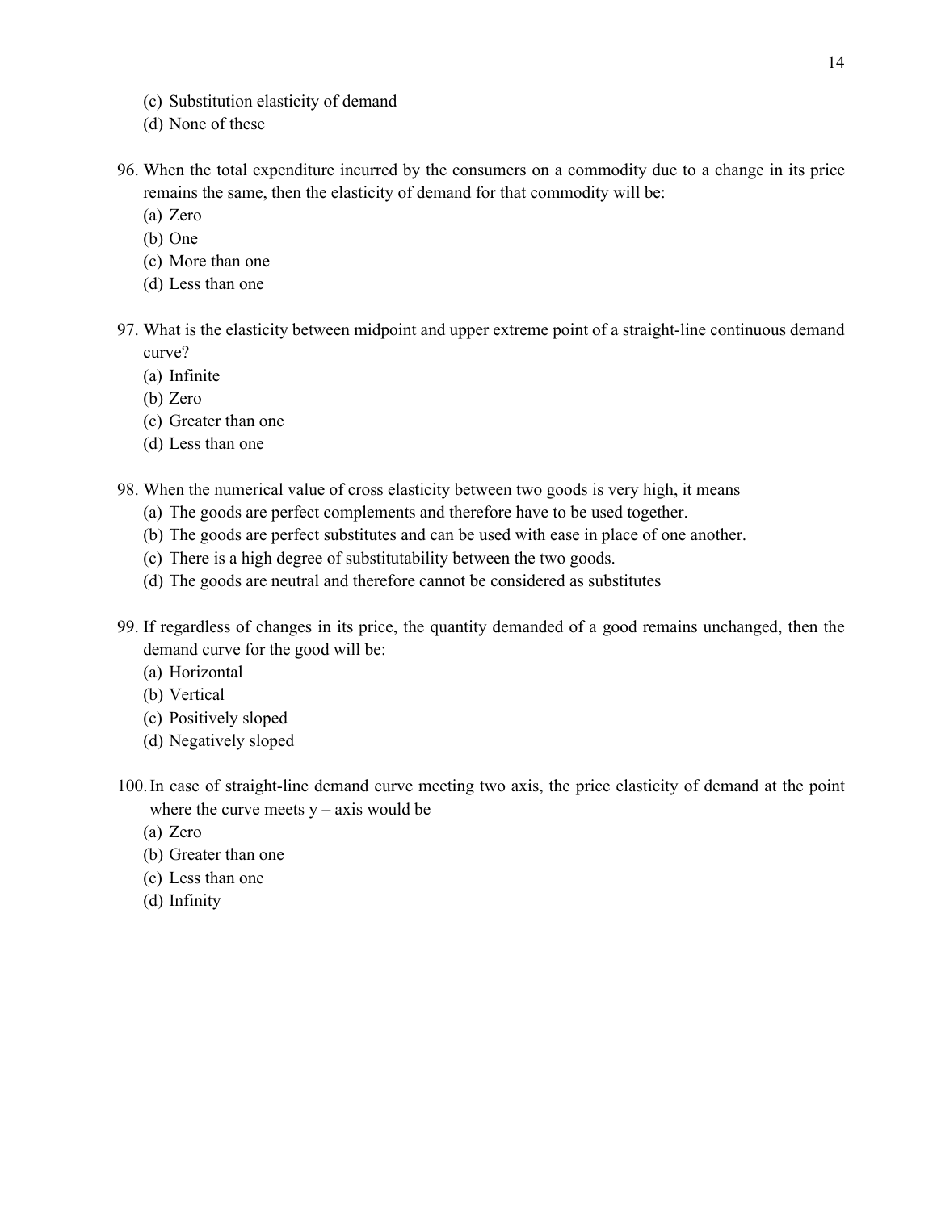(c) Substitution elasticity of demand
(d) None of these

96. When the total expenditure incurred by the consumers on a commodity due to a change in its price remains the same, then the elasticity of demand for that commodity will be:
    (a) Zero
    (b) One
    (c) More than one
    (d) Less than one

97. What is the elasticity between midpoint and upper extreme point of a straight-line continuous demand curve?
    (a) Infinite
    (b) Zero
    (c) Greater than one
    (d) Less than one

98. When the numerical value of cross elasticity between two goods is very high, it means
    (a) The goods are perfect complements and therefore have to be used together.
    (b) The goods are perfect substitutes and can be used with ease in place of one another.
    (c) There is a high degree of substitutability between the two goods.
    (d) The goods are neutral and therefore cannot be considered as substitutes

99. If regardless of changes in its price, the quantity demanded of a good remains unchanged, then the demand curve for the good will be:
    (a) Horizontal
    (b) Vertical
    (c) Positively sloped
    (d) Negatively sloped

100. In case of straight-line demand curve meeting two axis, the price elasticity of demand at the point where the curve meets y – axis would be
    (a) Zero
    (b) Greater than one
    (c) Less than one
    (d) Infinity